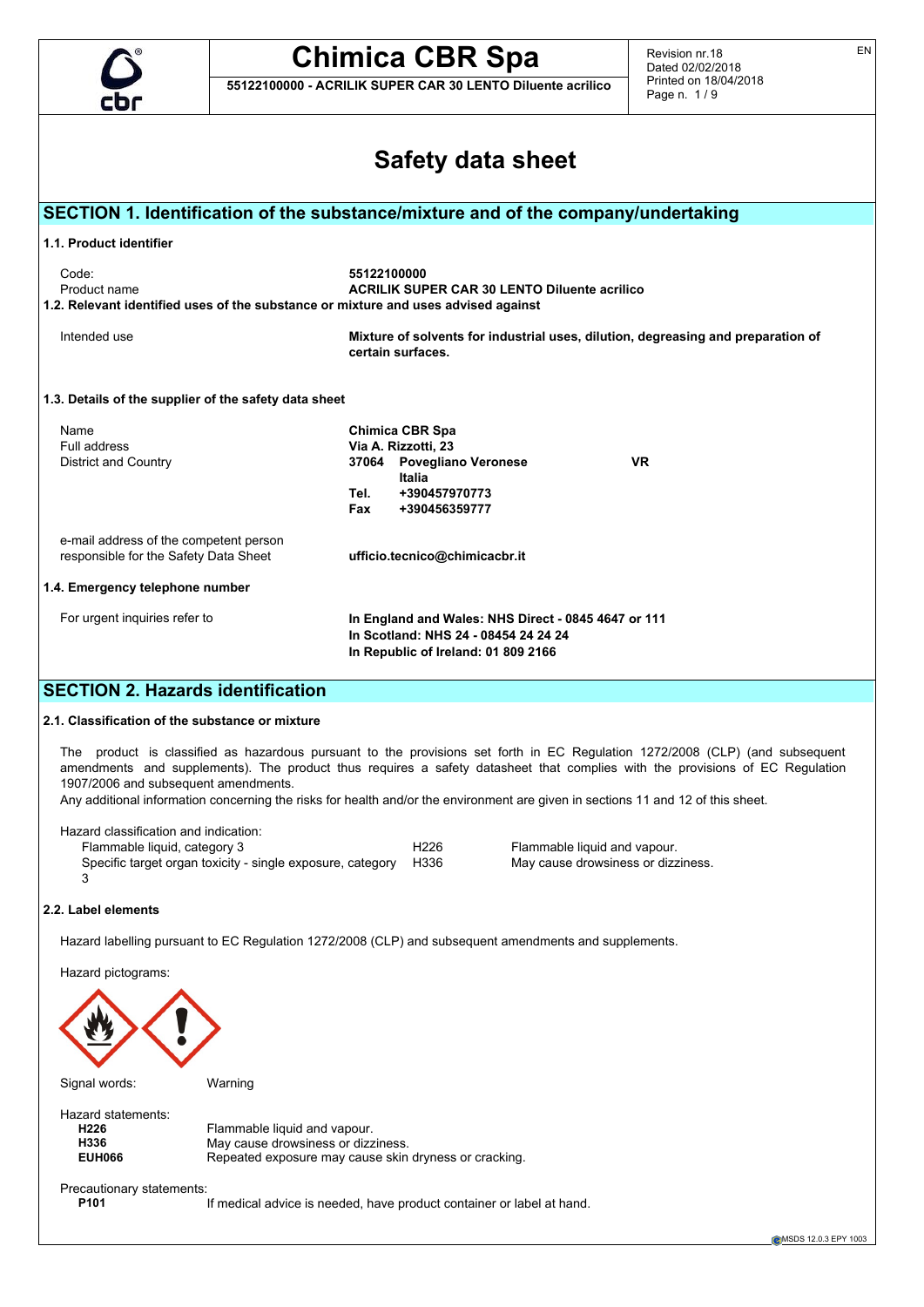# Chimica CBR Spa

**55122100000 - ACRILIK SUPER CAR 30 LENTO Diluente acrilico**

Revision nr.18
Dated 02/02/2018
Printed on 18/04/2018

# Safety data sheet

## SECTION 1. Identification of the substance/mixture and of the company/undertaking

### 1.1. Product identifier

| | |
|---|---|
| Code: | **55122100000** |
| Product name | **ACRILIK SUPER CAR 30 LENTO Diluente acrilico** |

### 1.2. Relevant identified uses of the substance or mixture and uses advised against

| | |
|---|---|
| Intended use | **Mixture of solvents for industrial uses, dilution, degreasing and preparation of certain surfaces.** |

### 1.3. Details of the supplier of the safety data sheet

| | |
|---|---|
| Name | **Chimica CBR Spa** |
| Full address | **Via A. Rizzotti, 23** |
| District and Country | **37064 Povegliano Veronese VR** |
| | **Italia** |
| | **Tel. +390457970773** |
| | **Fax +390456359777** |
| e-mail address of the competent person responsible for the Safety Data Sheet | **ufficio.tecnico@chimicacbr.it** |

### 1.4. Emergency telephone number

| | |
|---|---|
| For urgent inquiries refer to | **In England and Wales: NHS Direct - 0845 4647 or 111** <br> **In Scotland: NHS 24 - 08454 24 24 24** <br> **In Republic of Ireland: 01 809 2166** |

## SECTION 2. Hazards identification

### 2.1. Classification of the substance or mixture

The product is classified as hazardous pursuant to the provisions set forth in EC Regulation 1272/2008 (CLP) (and subsequent amendments and supplements). The product thus requires a safety datasheet that complies with the provisions of EC Regulation 1907/2006 and subsequent amendments.
Any additional information concerning the risks for health and/or the environment are given in sections 11 and 12 of this sheet.

Hazard classification and indication:

| | | |
|---|---|---|
| Flammable liquid, category 3 | H226 | Flammable liquid and vapour. |
| Specific target organ toxicity - single exposure, category 3 | H336 | May cause drowsiness or dizziness. |

### 2.2. Label elements

Hazard labelling pursuant to EC Regulation 1272/2008 (CLP) and subsequent amendments and supplements.

Hazard pictograms:

Signal words: Warning

Hazard statements:

| | |
|---|---|
| **H226** | Flammable liquid and vapour. |
| **H336** | May cause drowsiness or dizziness. |
| **EUH066** | Repeated exposure may cause skin dryness or cracking. |

Precautionary statements:

| | |
|---|---|
| **P101** | If medical advice is needed, have product container or label at hand. |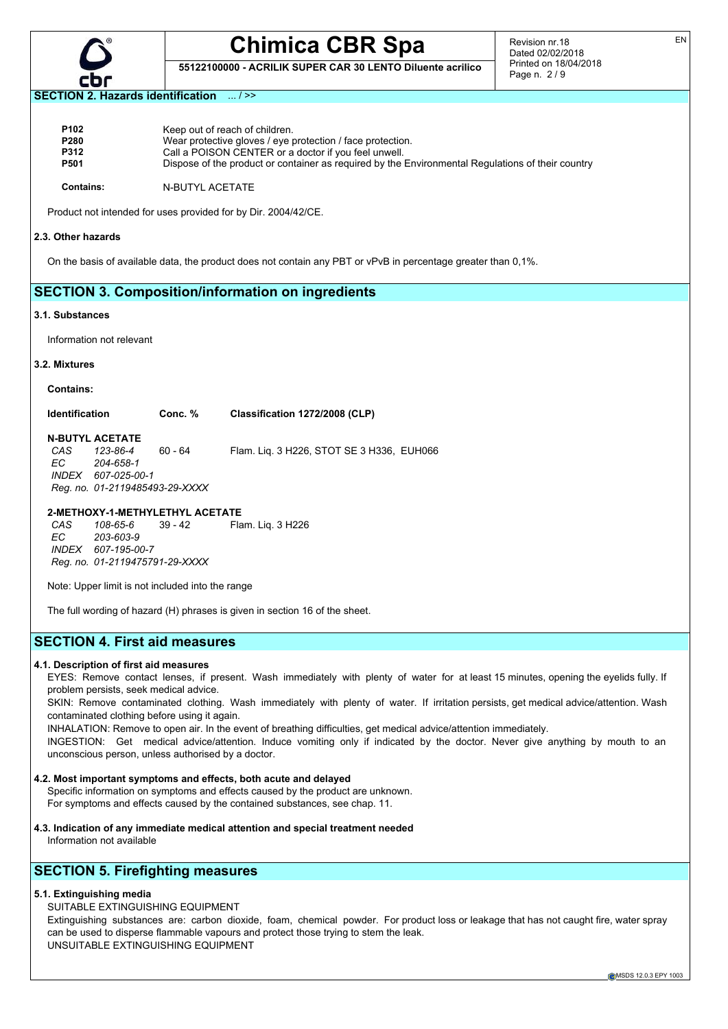## SECTION 2. Hazards identification ... / >>

| | |
|---|---|
| **P102** | Keep out of reach of children. |
| **P280** | Wear protective gloves / eye protection / face protection. |
| **P312** | Call a POISON CENTER or a doctor if you feel unwell. |
| **P501** | Dispose of the product or container as required by the Environmental Regulations of their country |

**Contains:** N-BUTYL ACETATE

Product not intended for uses provided for by Dir. 2004/42/CE.

### 2.3. Other hazards

On the basis of available data, the product does not contain any PBT or vPvB in percentage greater than 0,1%.

## SECTION 3. Composition/information on ingredients

### 3.1. Substances

Information not relevant

### 3.2. Mixtures

**Contains:**

| Identification | Conc. % | Classification 1272/2008 (CLP) |
|---|---|---|
| **N-BUTYL ACETATE** | | |
| *CAS 123-86-4* | 60 - 64 | Flam. Liq. 3 H226, STOT SE 3 H336, EUH066 |
| *EC 204-658-1* | | |
| *INDEX 607-025-00-1* | | |
| *Reg. no. 01-2119485493-29-XXXX* | | |
| **2-METHOXY-1-METHYLETHYL ACETATE** | | |
| *CAS 108-65-6* | 39 - 42 | Flam. Liq. 3 H226 |
| *EC 203-603-9* | | |
| *INDEX 607-195-00-7* | | |
| *Reg. no. 01-2119475791-29-XXXX* | | |

Note: Upper limit is not included into the range

The full wording of hazard (H) phrases is given in section 16 of the sheet.

## SECTION 4. First aid measures

### 4.1. Description of first aid measures

EYES: Remove contact lenses, if present. Wash immediately with plenty of water for at least 15 minutes, opening the eyelids fully. If problem persists, seek medical advice.

SKIN: Remove contaminated clothing. Wash immediately with plenty of water. If irritation persists, get medical advice/attention. Wash contaminated clothing before using it again.

INHALATION: Remove to open air. In the event of breathing difficulties, get medical advice/attention immediately.

INGESTION: Get medical advice/attention. Induce vomiting only if indicated by the doctor. Never give anything by mouth to an unconscious person, unless authorised by a doctor.

### 4.2. Most important symptoms and effects, both acute and delayed

Specific information on symptoms and effects caused by the product are unknown.
For symptoms and effects caused by the contained substances, see chap. 11.

### 4.3. Indication of any immediate medical attention and special treatment needed

Information not available

## SECTION 5. Firefighting measures

### 5.1. Extinguishing media

SUITABLE EXTINGUISHING EQUIPMENT

Extinguishing substances are: carbon dioxide, foam, chemical powder. For product loss or leakage that has not caught fire, water spray can be used to disperse flammable vapours and protect those trying to stem the leak.

UNSUITABLE EXTINGUISHING EQUIPMENT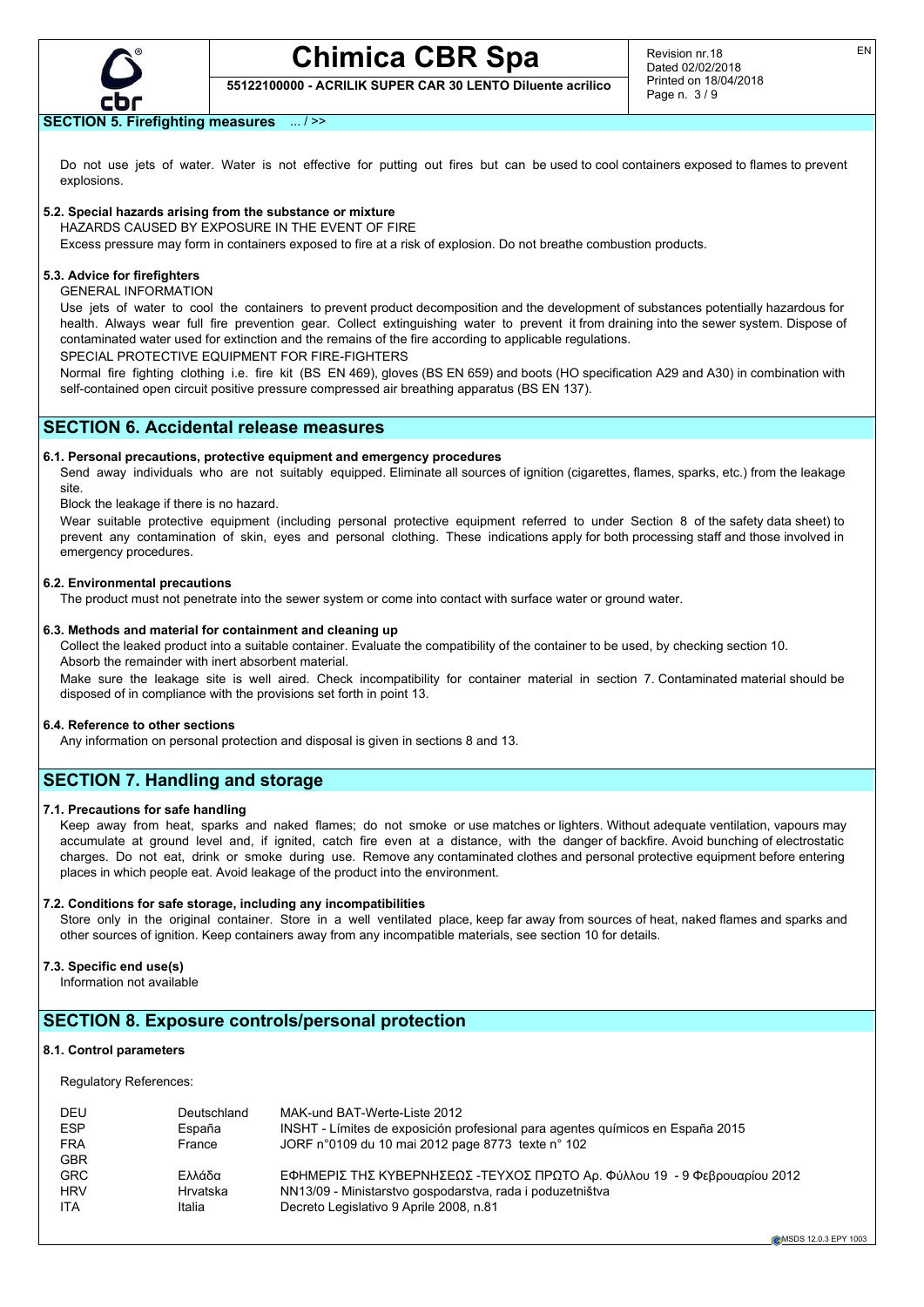## SECTION 5. Firefighting measures ... / >>

Do not use jets of water. Water is not effective for putting out fires but can be used to cool containers exposed to flames to prevent explosions.

### 5.2. Special hazards arising from the substance or mixture

HAZARDS CAUSED BY EXPOSURE IN THE EVENT OF FIRE

Excess pressure may form in containers exposed to fire at a risk of explosion. Do not breathe combustion products.

### 5.3. Advice for firefighters

GENERAL INFORMATION

Use jets of water to cool the containers to prevent product decomposition and the development of substances potentially hazardous for health. Always wear full fire prevention gear. Collect extinguishing water to prevent it from draining into the sewer system. Dispose of contaminated water used for extinction and the remains of the fire according to applicable regulations.

SPECIAL PROTECTIVE EQUIPMENT FOR FIRE-FIGHTERS

Normal fire fighting clothing i.e. fire kit (BS EN 469), gloves (BS EN 659) and boots (HO specification A29 and A30) in combination with self-contained open circuit positive pressure compressed air breathing apparatus (BS EN 137).

## SECTION 6. Accidental release measures

### 6.1. Personal precautions, protective equipment and emergency procedures

Send away individuals who are not suitably equipped. Eliminate all sources of ignition (cigarettes, flames, sparks, etc.) from the leakage site.

Block the leakage if there is no hazard.

Wear suitable protective equipment (including personal protective equipment referred to under Section 8 of the safety data sheet) to prevent any contamination of skin, eyes and personal clothing. These indications apply for both processing staff and those involved in emergency procedures.

### 6.2. Environmental precautions

The product must not penetrate into the sewer system or come into contact with surface water or ground water.

### 6.3. Methods and material for containment and cleaning up

Collect the leaked product into a suitable container. Evaluate the compatibility of the container to be used, by checking section 10.
Absorb the remainder with inert absorbent material.

Make sure the leakage site is well aired. Check incompatibility for container material in section 7. Contaminated material should be disposed of in compliance with the provisions set forth in point 13.

### 6.4. Reference to other sections

Any information on personal protection and disposal is given in sections 8 and 13.

## SECTION 7. Handling and storage

### 7.1. Precautions for safe handling

Keep away from heat, sparks and naked flames; do not smoke or use matches or lighters. Without adequate ventilation, vapours may accumulate at ground level and, if ignited, catch fire even at a distance, with the danger of backfire. Avoid bunching of electrostatic charges. Do not eat, drink or smoke during use. Remove any contaminated clothes and personal protective equipment before entering places in which people eat. Avoid leakage of the product into the environment.

### 7.2. Conditions for safe storage, including any incompatibilities

Store only in the original container. Store in a well ventilated place, keep far away from sources of heat, naked flames and sparks and other sources of ignition. Keep containers away from any incompatible materials, see section 10 for details.

### 7.3. Specific end use(s)

Information not available

## SECTION 8. Exposure controls/personal protection

### 8.1. Control parameters

Regulatory References:

| | | |
|---|---|---|
| DEU | Deutschland | MAK-und BAT-Werte-Liste 2012 |
| ESP | España | INSHT - Límites de exposición profesional para agentes químicos en España 2015 |
| FRA | France | JORF n°0109 du 10 mai 2012 page 8773 texte n° 102 |
| GBR | | |
| GRC | Ελλάδα | ΕΦΗΜΕΡΙΣ ΤΗΣ ΚΥΒΕΡΝΗΣΕΩΣ -ΤΕΥΧΟΣ ΠΡΩΤΟ Αρ. Φύλλου 19 - 9 Φεβρουαρίου 2012 |
| HRV | Hrvatska | NN13/09 - Ministarstvo gospodarstva, rada i poduzetništva |
| ITA | Italia | Decreto Legislativo 9 Aprile 2008, n.81 |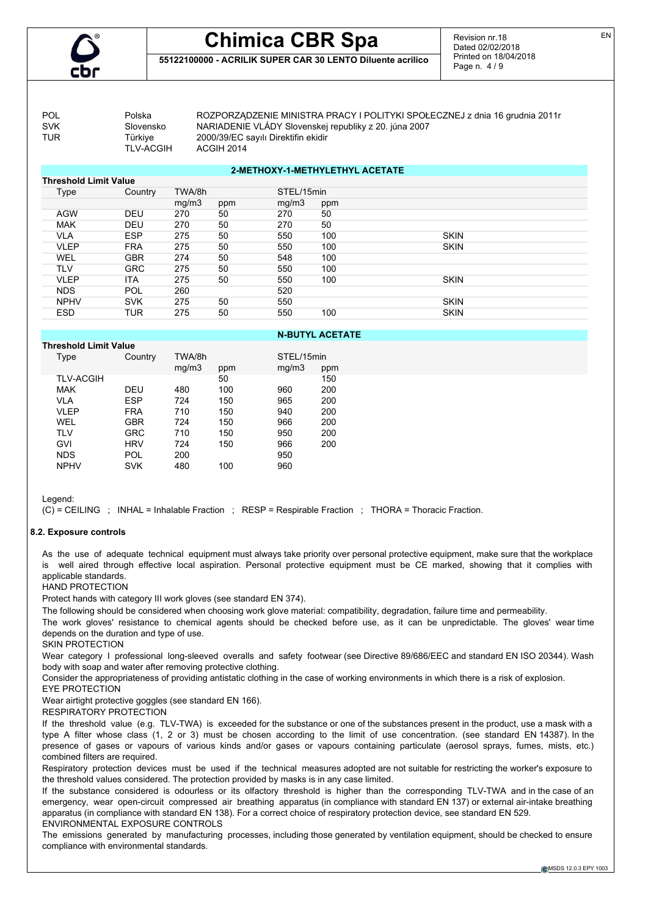| | | |
|---|---|---|
| POL | Polska | ROZPORZĄDZENIE MINISTRA PRACY I POLITYKI SPOŁECZNEJ z dnia 16 grudnia 2011r |
| SVK | Slovensko | NARIADENIE VLÁDY Slovenskej republiky z 20. júna 2007 |
| TUR | Türkiye | 2000/39/EC sayılı Direktifin ekidir |
| | TLV-ACGIH | ACGIH 2014 |

**2-METHOXY-1-METHYLETHYL ACETATE**

**Threshold Limit Value**

| Type | Country | TWA/8h | | STEL/15min | | |
|---|---|---|---|---|---|---|
| | | mg/m3 | ppm | mg/m3 | ppm | |
| AGW | DEU | 270 | 50 | 270 | 50 | |
| MAK | DEU | 270 | 50 | 270 | 50 | |
| VLA | ESP | 275 | 50 | 550 | 100 | SKIN |
| VLEP | FRA | 275 | 50 | 550 | 100 | SKIN |
| WEL | GBR | 274 | 50 | 548 | 100 | |
| TLV | GRC | 275 | 50 | 550 | 100 | |
| VLEP | ITA | 275 | 50 | 550 | 100 | SKIN |
| NDS | POL | 260 | | 520 | | |
| NPHV | SVK | 275 | 50 | 550 | | SKIN |
| ESD | TUR | 275 | 50 | 550 | 100 | SKIN |

**N-BUTYL ACETATE**

**Threshold Limit Value**

| Type | Country | TWA/8h | | STEL/15min | |
|---|---|---|---|---|---|
| | | mg/m3 | ppm | mg/m3 | ppm |
| TLV-ACGIH | | | 50 | | 150 |
| MAK | DEU | 480 | 100 | 960 | 200 |
| VLA | ESP | 724 | 150 | 965 | 200 |
| VLEP | FRA | 710 | 150 | 940 | 200 |
| WEL | GBR | 724 | 150 | 966 | 200 |
| TLV | GRC | 710 | 150 | 950 | 200 |
| GVI | HRV | 724 | 150 | 966 | 200 |
| NDS | POL | 200 | | 950 | |
| NPHV | SVK | 480 | 100 | 960 | |

Legend:

(C) = CEILING ; INHAL = Inhalable Fraction ; RESP = Respirable Fraction ; THORA = Thoracic Fraction.

### 8.2. Exposure controls

As the use of adequate technical equipment must always take priority over personal protective equipment, make sure that the workplace is well aired through effective local aspiration. Personal protective equipment must be CE marked, showing that it complies with applicable standards.

HAND PROTECTION

Protect hands with category III work gloves (see standard EN 374).

The following should be considered when choosing work glove material: compatibility, degradation, failure time and permeability.

The work gloves' resistance to chemical agents should be checked before use, as it can be unpredictable. The gloves' wear time depends on the duration and type of use.

SKIN PROTECTION

Wear category I professional long-sleeved overalls and safety footwear (see Directive 89/686/EEC and standard EN ISO 20344). Wash body with soap and water after removing protective clothing.

Consider the appropriateness of providing antistatic clothing in the case of working environments in which there is a risk of explosion.

EYE PROTECTION

Wear airtight protective goggles (see standard EN 166).

RESPIRATORY PROTECTION

If the threshold value (e.g. TLV-TWA) is exceeded for the substance or one of the substances present in the product, use a mask with a type A filter whose class (1, 2 or 3) must be chosen according to the limit of use concentration. (see standard EN 14387). In the presence of gases or vapours of various kinds and/or gases or vapours containing particulate (aerosol sprays, fumes, mists, etc.) combined filters are required.

Respiratory protection devices must be used if the technical measures adopted are not suitable for restricting the worker's exposure to the threshold values considered. The protection provided by masks is in any case limited.

If the substance considered is odourless or its olfactory threshold is higher than the corresponding TLV-TWA and in the case of an emergency, wear open-circuit compressed air breathing apparatus (in compliance with standard EN 137) or external air-intake breathing apparatus (in compliance with standard EN 138). For a correct choice of respiratory protection device, see standard EN 529.

ENVIRONMENTAL EXPOSURE CONTROLS

The emissions generated by manufacturing processes, including those generated by ventilation equipment, should be checked to ensure compliance with environmental standards.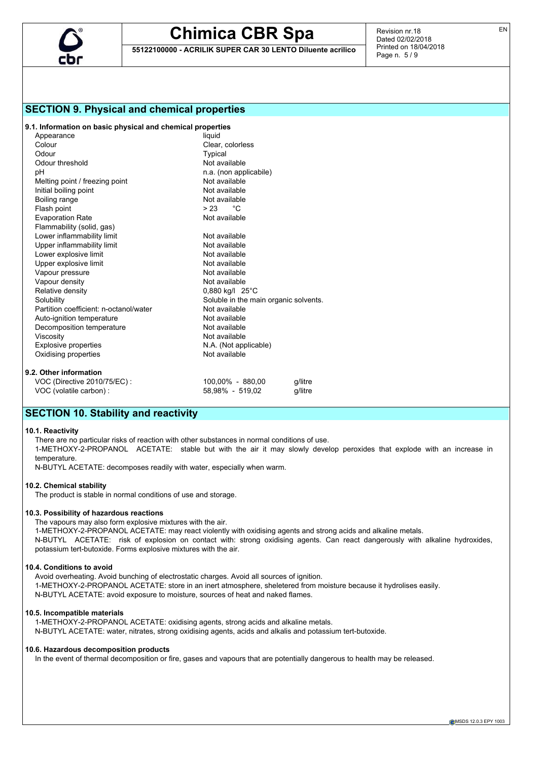## SECTION 9. Physical and chemical properties

### 9.1. Information on basic physical and chemical properties

| Property | Value |
|---|---|
| Appearance | liquid |
| Colour | Clear, colorless |
| Odour | Typical |
| Odour threshold | Not available |
| pH | n.a. (non applicabile) |
| Melting point / freezing point | Not available |
| Initial boiling point | Not available |
| Boiling range | Not available |
| Flash point | > 23 °C |
| Evaporation Rate | Not available |
| Flammability (solid, gas) | |
| Lower inflammability limit | Not available |
| Upper inflammability limit | Not available |
| Lower explosive limit | Not available |
| Upper explosive limit | Not available |
| Vapour pressure | Not available |
| Vapour density | Not available |
| Relative density | 0,880 kg/l 25°C |
| Solubility | Soluble in the main organic solvents. |
| Partition coefficient: n-octanol/water | Not available |
| Auto-ignition temperature | Not available |
| Decomposition temperature | Not available |
| Viscosity | Not available |
| Explosive properties | N.A. (Not applicable) |
| Oxidising properties | Not available |

### 9.2. Other information

| | | |
|---|---|---|
| VOC (Directive 2010/75/EC) : | 100,00% - 880,00 | g/litre |
| VOC (volatile carbon) : | 58,98% - 519,02 | g/litre |

## SECTION 10. Stability and reactivity

### 10.1. Reactivity

There are no particular risks of reaction with other substances in normal conditions of use.

1-METHOXY-2-PROPANOL ACETATE: stable but with the air it may slowly develop peroxides that explode with an increase in temperature.

N-BUTYL ACETATE: decomposes readily with water, especially when warm.

### 10.2. Chemical stability

The product is stable in normal conditions of use and storage.

### 10.3. Possibility of hazardous reactions

The vapours may also form explosive mixtures with the air.

1-METHOXY-2-PROPANOL ACETATE: may react violently with oxidising agents and strong acids and alkaline metals.

N-BUTYL ACETATE: risk of explosion on contact with: strong oxidising agents. Can react dangerously with alkaline hydroxides, potassium tert-butoxide. Forms explosive mixtures with the air.

### 10.4. Conditions to avoid

Avoid overheating. Avoid bunching of electrostatic charges. Avoid all sources of ignition.

1-METHOXY-2-PROPANOL ACETATE: store in an inert atmosphere, sheletered from moisture because it hydrolises easily.

N-BUTYL ACETATE: avoid exposure to moisture, sources of heat and naked flames.

### 10.5. Incompatible materials

1-METHOXY-2-PROPANOL ACETATE: oxidising agents, strong acids and alkaline metals.

N-BUTYL ACETATE: water, nitrates, strong oxidising agents, acids and alkalis and potassium tert-butoxide.

### 10.6. Hazardous decomposition products

In the event of thermal decomposition or fire, gases and vapours that are potentially dangerous to health may be released.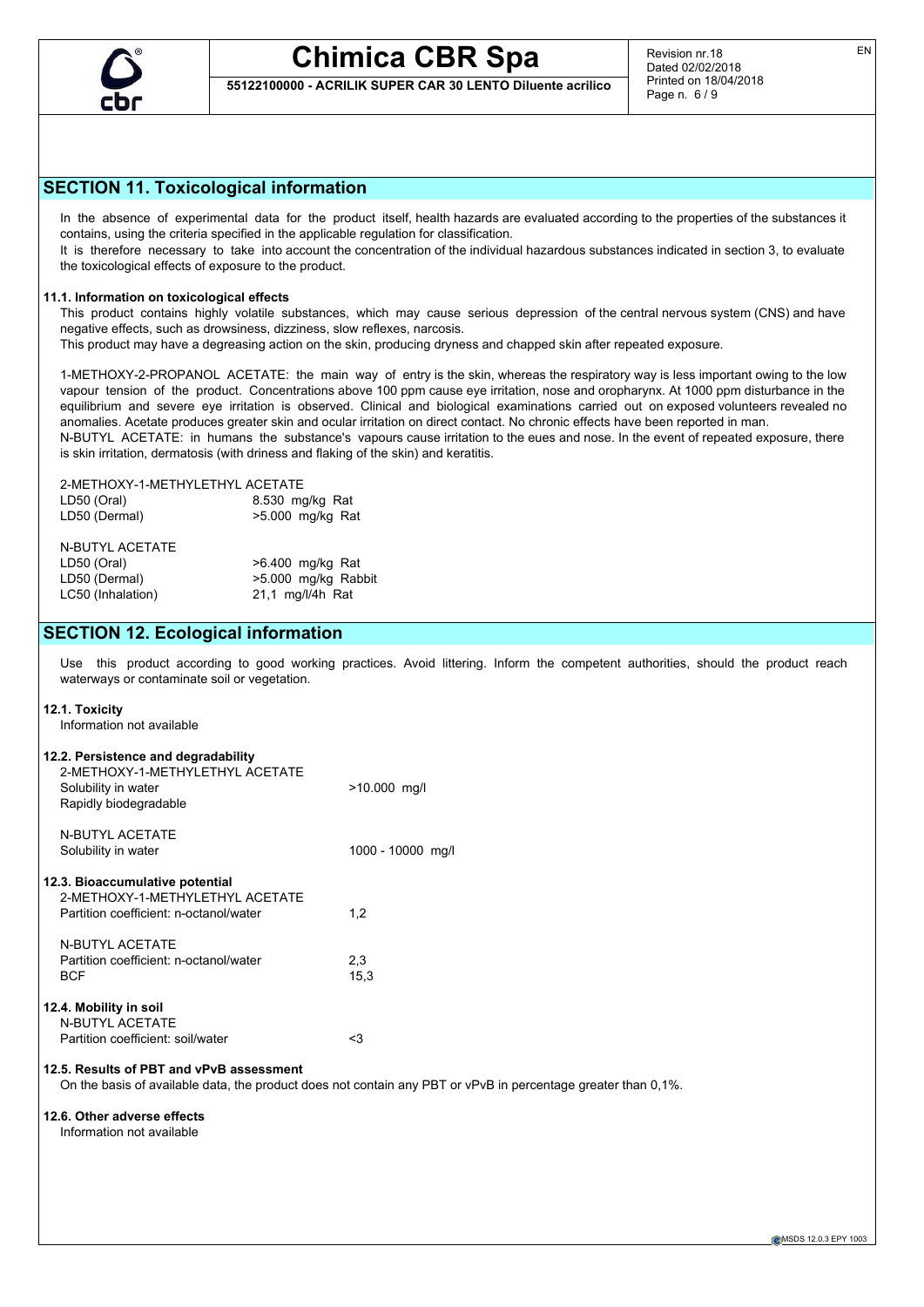## SECTION 11. Toxicological information

In the absence of experimental data for the product itself, health hazards are evaluated according to the properties of the substances it contains, using the criteria specified in the applicable regulation for classification.
It is therefore necessary to take into account the concentration of the individual hazardous substances indicated in section 3, to evaluate the toxicological effects of exposure to the product.

### 11.1. Information on toxicological effects

This product contains highly volatile substances, which may cause serious depression of the central nervous system (CNS) and have negative effects, such as drowsiness, dizziness, slow reflexes, narcosis.
This product may have a degreasing action on the skin, producing dryness and chapped skin after repeated exposure.

1-METHOXY-2-PROPANOL ACETATE: the main way of entry is the skin, whereas the respiratory way is less important owing to the low vapour tension of the product. Concentrations above 100 ppm cause eye irritation, nose and oropharynx. At 1000 ppm disturbance in the equilibrium and severe eye irritation is observed. Clinical and biological examinations carried out on exposed volunteers revealed no anomalies. Acetate produces greater skin and ocular irritation on direct contact. No chronic effects have been reported in man.
N-BUTYL ACETATE: in humans the substance's vapours cause irritation to the eues and nose. In the event of repeated exposure, there is skin irritation, dermatosis (with driness and flaking of the skin) and keratitis.

2-METHOXY-1-METHYLETHYL ACETATE

| | |
|---|---|
| LD50 (Oral) | 8.530 mg/kg Rat |
| LD50 (Dermal) | >5.000 mg/kg Rat |

N-BUTYL ACETATE

| | |
|---|---|
| LD50 (Oral) | >6.400 mg/kg Rat |
| LD50 (Dermal) | >5.000 mg/kg Rabbit |
| LC50 (Inhalation) | 21,1 mg/l/4h Rat |

## SECTION 12. Ecological information

Use this product according to good working practices. Avoid littering. Inform the competent authorities, should the product reach waterways or contaminate soil or vegetation.

### 12.1. Toxicity

Information not available

### 12.2. Persistence and degradability

2-METHOXY-1-METHYLETHYL ACETATE

| | |
|---|---|
| Solubility in water | >10.000 mg/l |
| Rapidly biodegradable | |

N-BUTYL ACETATE

| | |
|---|---|
| Solubility in water | 1000 - 10000 mg/l |

### 12.3. Bioaccumulative potential

2-METHOXY-1-METHYLETHYL ACETATE

| | |
|---|---|
| Partition coefficient: n-octanol/water | 1,2 |

N-BUTYL ACETATE

| | |
|---|---|
| Partition coefficient: n-octanol/water | 2,3 |
| BCF | 15,3 |

### 12.4. Mobility in soil

N-BUTYL ACETATE

| | |
|---|---|
| Partition coefficient: soil/water | <3 |

### 12.5. Results of PBT and vPvB assessment

On the basis of available data, the product does not contain any PBT or vPvB in percentage greater than 0,1%.

### 12.6. Other adverse effects

Information not available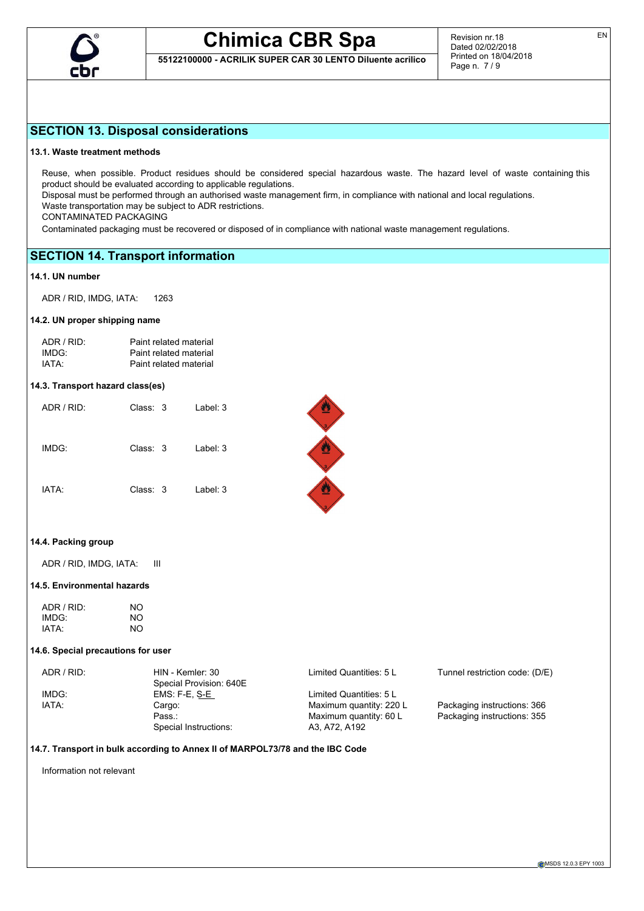## SECTION 13. Disposal considerations

### 13.1. Waste treatment methods

Reuse, when possible. Product residues should be considered special hazardous waste. The hazard level of waste containing this product should be evaluated according to applicable regulations.
Disposal must be performed through an authorised waste management firm, in compliance with national and local regulations.
Waste transportation may be subject to ADR restrictions.
CONTAMINATED PACKAGING
Contaminated packaging must be recovered or disposed of in compliance with national waste management regulations.

## SECTION 14. Transport information

### 14.1. UN number

ADR / RID, IMDG, IATA: 1263

### 14.2. UN proper shipping name

| | |
|---|---|
| ADR / RID: | Paint related material |
| IMDG: | Paint related material |
| IATA: | Paint related material |

### 14.3. Transport hazard class(es)

| | | |
|---|---|---|
| ADR / RID: | Class: 3 | Label: 3 |
| IMDG: | Class: 3 | Label: 3 |
| IATA: | Class: 3 | Label: 3 |

### 14.4. Packing group

ADR / RID, IMDG, IATA: III

### 14.5. Environmental hazards

| | |
|---|---|
| ADR / RID: | NO |
| IMDG: | NO |
| IATA: | NO |

### 14.6. Special precautions for user

| | | | |
|---|---|---|---|
| ADR / RID: | HIN - Kemler: 30 | Limited Quantities: 5 L | Tunnel restriction code: (D/E) |
| | Special Provision: 640E | | |
| IMDG: | EMS: F-E, S-E | Limited Quantities: 5 L | |
| IATA: | Cargo: | Maximum quantity: 220 L | Packaging instructions: 366 |
| | Pass.: | Maximum quantity: 60 L | Packaging instructions: 355 |
| | Special Instructions: | A3, A72, A192 | |

### 14.7. Transport in bulk according to Annex II of MARPOL73/78 and the IBC Code

Information not relevant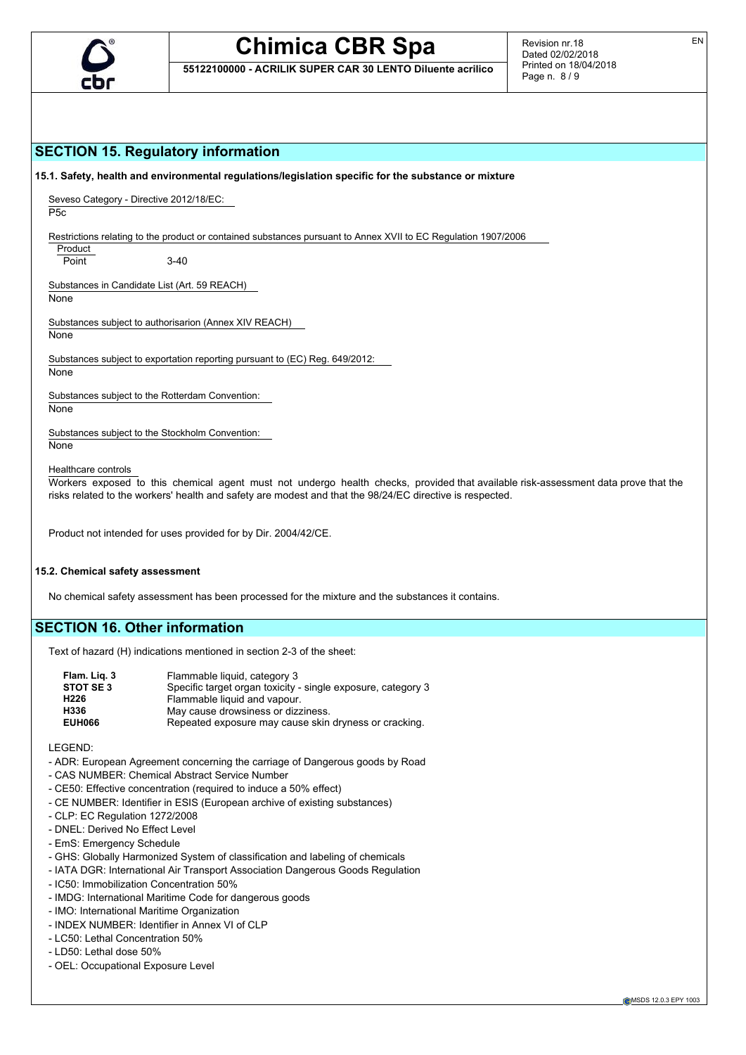## SECTION 15. Regulatory information

**15.1. Safety, health and environmental regulations/legislation specific for the substance or mixture**

Seveso Category - Directive 2012/18/EC:
P5c

Restrictions relating to the product or contained substances pursuant to Annex XVII to EC Regulation 1907/2006

| Product | |
|---|---|
| Point | 3-40 |

Substances in Candidate List (Art. 59 REACH)
None

Substances subject to authorisarion (Annex XIV REACH)
None

Substances subject to exportation reporting pursuant to (EC) Reg. 649/2012:
None

Substances subject to the Rotterdam Convention:
None

Substances subject to the Stockholm Convention:
None

Healthcare controls
Workers exposed to this chemical agent must not undergo health checks, provided that available risk-assessment data prove that the risks related to the workers' health and safety are modest and that the 98/24/EC directive is respected.

Product not intended for uses provided for by Dir. 2004/42/CE.

**15.2. Chemical safety assessment**

No chemical safety assessment has been processed for the mixture and the substances it contains.

## SECTION 16. Other information

Text of hazard (H) indications mentioned in section 2-3 of the sheet:

| | |
|---|---|
| **Flam. Liq. 3** | Flammable liquid, category 3 |
| **STOT SE 3** | Specific target organ toxicity - single exposure, category 3 |
| **H226** | Flammable liquid and vapour. |
| **H336** | May cause drowsiness or dizziness. |
| **EUH066** | Repeated exposure may cause skin dryness or cracking. |

LEGEND:
- ADR: European Agreement concerning the carriage of Dangerous goods by Road
- CAS NUMBER: Chemical Abstract Service Number
- CE50: Effective concentration (required to induce a 50% effect)
- CE NUMBER: Identifier in ESIS (European archive of existing substances)
- CLP: EC Regulation 1272/2008
- DNEL: Derived No Effect Level
- EmS: Emergency Schedule
- GHS: Globally Harmonized System of classification and labeling of chemicals
- IATA DGR: International Air Transport Association Dangerous Goods Regulation
- IC50: Immobilization Concentration 50%
- IMDG: International Maritime Code for dangerous goods
- IMO: International Maritime Organization
- INDEX NUMBER: Identifier in Annex VI of CLP
- LC50: Lethal Concentration 50%
- LD50: Lethal dose 50%
- OEL: Occupational Exposure Level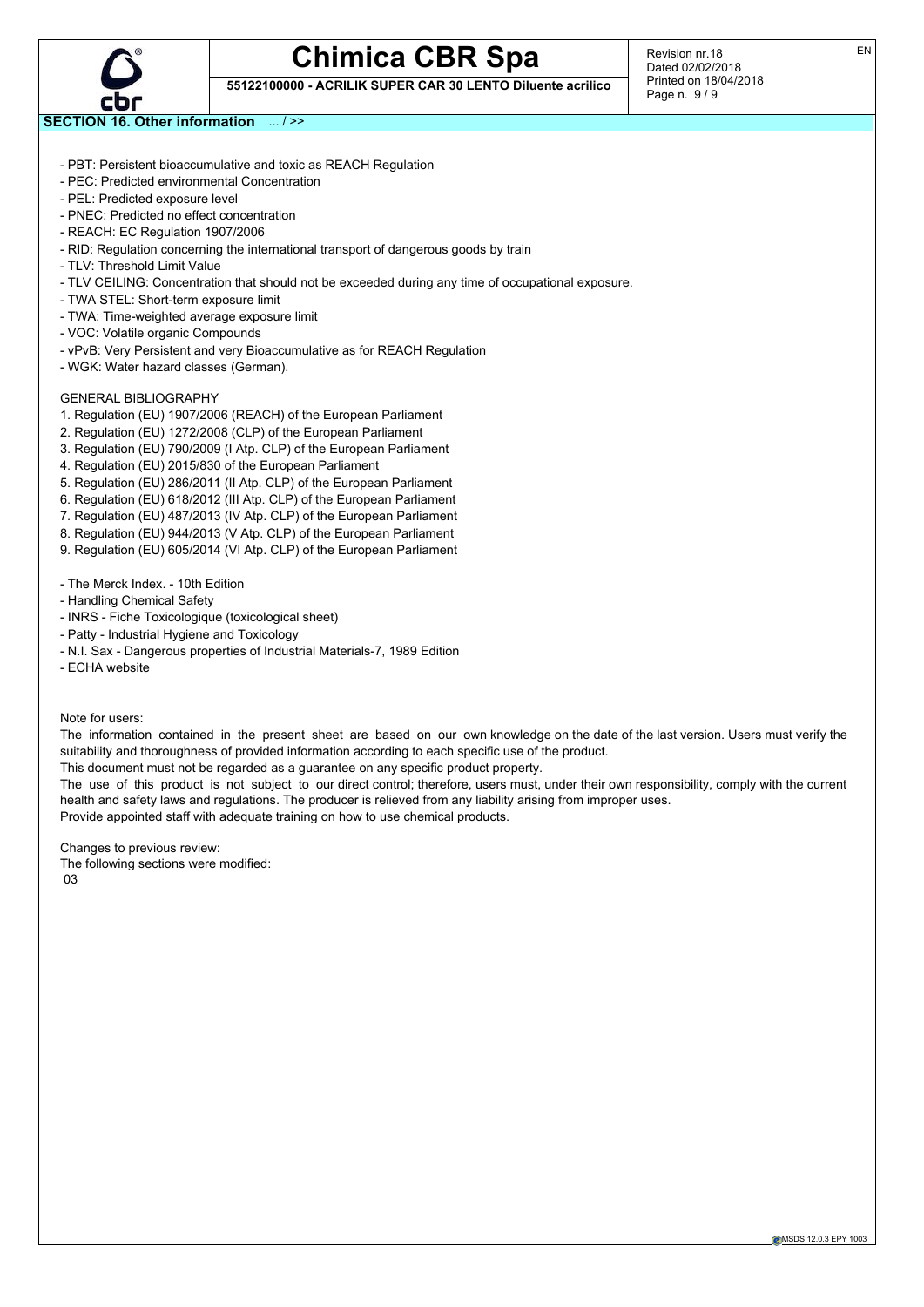## SECTION 16. Other information ... / >>

- PBT: Persistent bioaccumulative and toxic as REACH Regulation
- PEC: Predicted environmental Concentration
- PEL: Predicted exposure level
- PNEC: Predicted no effect concentration
- REACH: EC Regulation 1907/2006
- RID: Regulation concerning the international transport of dangerous goods by train
- TLV: Threshold Limit Value
- TLV CEILING: Concentration that should not be exceeded during any time of occupational exposure.
- TWA STEL: Short-term exposure limit
- TWA: Time-weighted average exposure limit
- VOC: Volatile organic Compounds
- vPvB: Very Persistent and very Bioaccumulative as for REACH Regulation
- WGK: Water hazard classes (German).

GENERAL BIBLIOGRAPHY

1. Regulation (EU) 1907/2006 (REACH) of the European Parliament
2. Regulation (EU) 1272/2008 (CLP) of the European Parliament
3. Regulation (EU) 790/2009 (I Atp. CLP) of the European Parliament
4. Regulation (EU) 2015/830 of the European Parliament
5. Regulation (EU) 286/2011 (II Atp. CLP) of the European Parliament
6. Regulation (EU) 618/2012 (III Atp. CLP) of the European Parliament
7. Regulation (EU) 487/2013 (IV Atp. CLP) of the European Parliament
8. Regulation (EU) 944/2013 (V Atp. CLP) of the European Parliament
9. Regulation (EU) 605/2014 (VI Atp. CLP) of the European Parliament

- The Merck Index. - 10th Edition
- Handling Chemical Safety
- INRS - Fiche Toxicologique (toxicological sheet)
- Patty - Industrial Hygiene and Toxicology
- N.I. Sax - Dangerous properties of Industrial Materials-7, 1989 Edition
- ECHA website

Note for users:
The information contained in the present sheet are based on our own knowledge on the date of the last version. Users must verify the suitability and thoroughness of provided information according to each specific use of the product.
This document must not be regarded as a guarantee on any specific product property.
The use of this product is not subject to our direct control; therefore, users must, under their own responsibility, comply with the current health and safety laws and regulations. The producer is relieved from any liability arising from improper uses.
Provide appointed staff with adequate training on how to use chemical products.

Changes to previous review:
The following sections were modified:
03